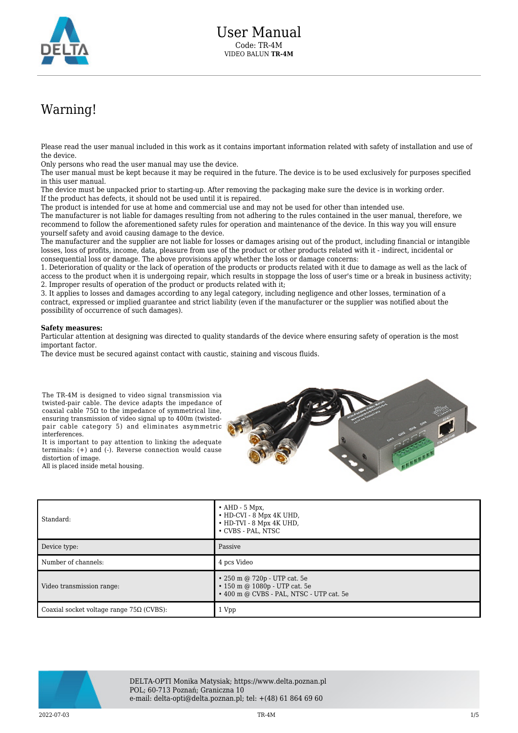# User Manual

Code: TR-4M

VIDEO BALUN **TR-4M**

# Warning!

Please read the user manual included in this work as it contains important information related with safety of installation and use of the device.
Only persons who read the user manual may use the device.
The user manual must be kept because it may be required in the future. The device is to be used exclusively for purposes specified in this user manual.
The device must be unpacked prior to starting-up. After removing the packaging make sure the device is in working order.
If the product has defects, it should not be used until it is repaired.
The product is intended for use at home and commercial use and may not be used for other than intended use.
The manufacturer is not liable for damages resulting from not adhering to the rules contained in the user manual, therefore, we recommend to follow the aforementioned safety rules for operation and maintenance of the device. In this way you will ensure yourself safety and avoid causing damage to the device.
The manufacturer and the supplier are not liable for losses or damages arising out of the product, including financial or intangible losses, loss of profits, income, data, pleasure from use of the product or other products related with it - indirect, incidental or consequential loss or damage. The above provisions apply whether the loss or damage concerns:
1. Deterioration of quality or the lack of operation of the products or products related with it due to damage as well as the lack of access to the product when it is undergoing repair, which results in stoppage the loss of user's time or a break in business activity;
2. Improper results of operation of the product or products related with it;
3. It applies to losses and damages according to any legal category, including negligence and other losses, termination of a contract, expressed or implied guarantee and strict liability (even if the manufacturer or the supplier was notified about the possibility of occurrence of such damages).

**Safety measures:**
Particular attention at designing was directed to quality standards of the device where ensuring safety of operation is the most important factor.
The device must be secured against contact with caustic, staining and viscous fluids.

The TR-4M is designed to video signal transmission via twisted-pair cable. The device adapts the impedance of coaxial cable 75Ω to the impedance of symmetrical line, ensuring transmission of video signal up to 400m (twisted-pair cable category 5) and eliminates asymmetric interferences.
It is important to pay attention to linking the adequate terminals: (+) and (-). Reverse connection would cause distortion of image.
All is placed inside metal housing.

| | |
|---|---|
| Standard: | • AHD - 5 Mpx,<br>• HD-CVI - 8 Mpx 4K UHD,<br>• HD-TVI - 8 Mpx 4K UHD,<br>• CVBS - PAL, NTSC |
| Device type: | Passive |
| Number of channels: | 4 pcs Video |
| Video transmission range: | • 250 m @ 720p - UTP cat. 5e<br>• 150 m @ 1080p - UTP cat. 5e<br>• 400 m @ CVBS - PAL, NTSC - UTP cat. 5e |
| Coaxial socket voltage range 75Ω (CVBS): | 1 Vpp |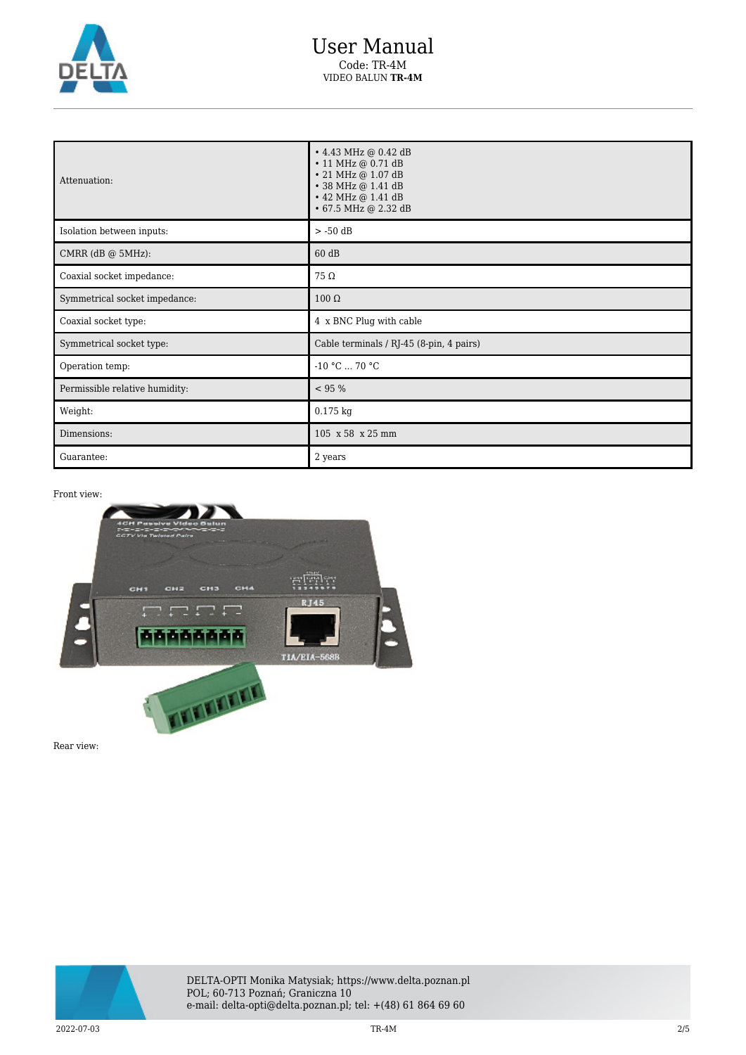| | |
|---|---|
| Attenuation: | • 4.43 MHz @ 0.42 dB<br>• 11 MHz @ 0.71 dB<br>• 21 MHz @ 1.07 dB<br>• 38 MHz @ 1.41 dB<br>• 42 MHz @ 1.41 dB<br>• 67.5 MHz @ 2.32 dB |
| Isolation between inputs: | > -50 dB |
| CMRR (dB @ 5MHz): | 60 dB |
| Coaxial socket impedance: | 75 Ω |
| Symmetrical socket impedance: | 100 Ω |
| Coaxial socket type: | 4 x BNC Plug with cable |
| Symmetrical socket type: | Cable terminals / RJ-45 (8-pin, 4 pairs) |
| Operation temp: | -10 °C ... 70 °C |
| Permissible relative humidity: | < 95 % |
| Weight: | 0.175 kg |
| Dimensions: | 105 x 58 x 25 mm |
| Guarantee: | 2 years |

Front view:

Rear view: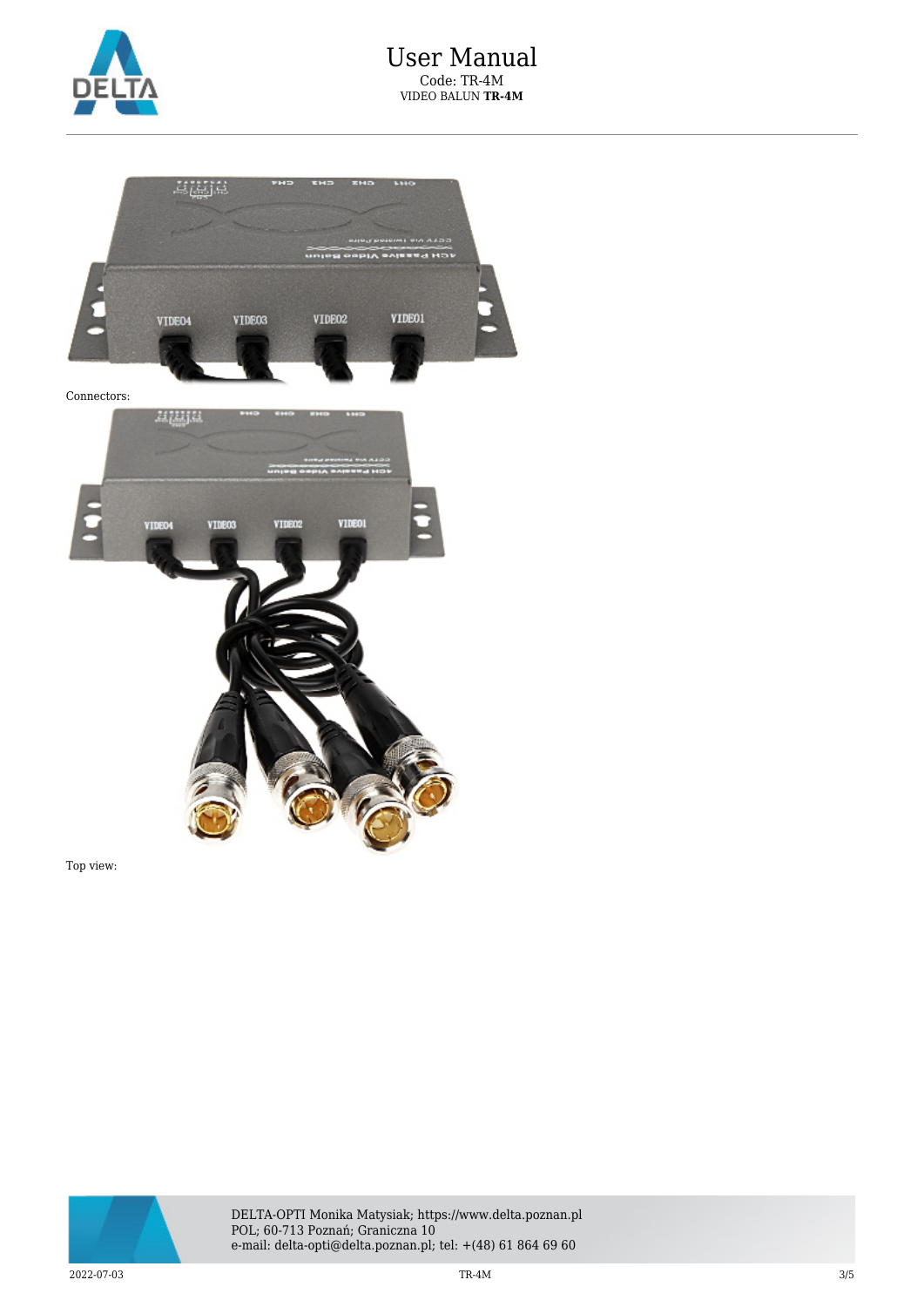Connectors:

Top view: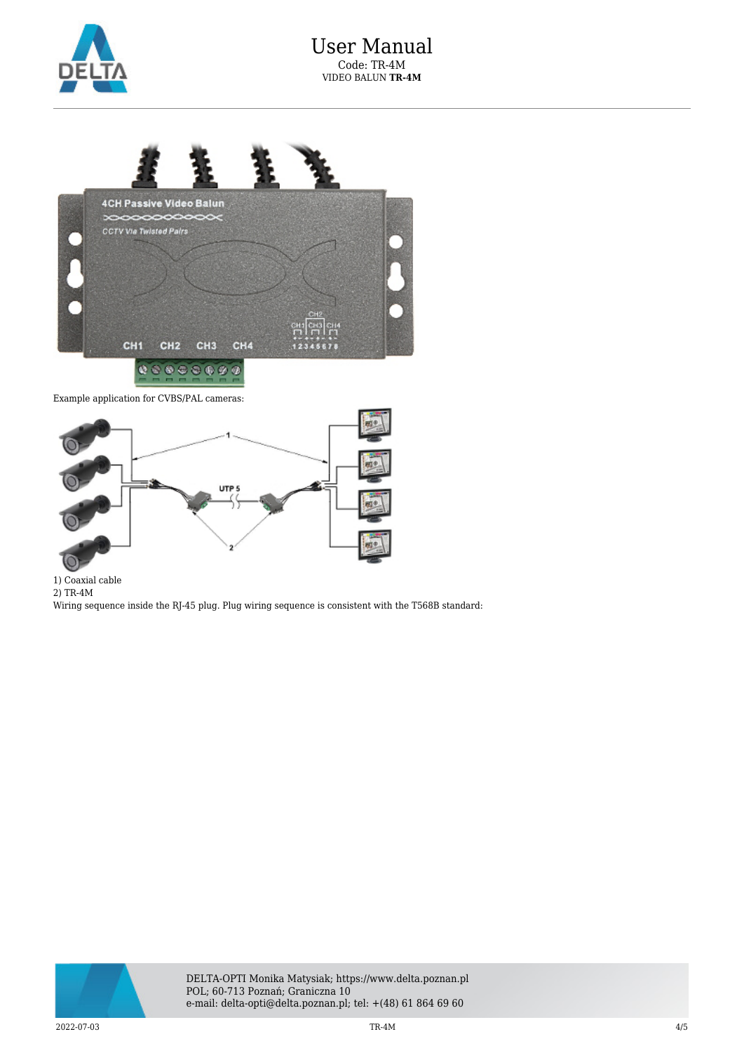Example application for CVBS/PAL cameras:

1) Coaxial cable
2) TR-4M
Wiring sequence inside the RJ-45 plug. Plug wiring sequence is consistent with the T568B standard: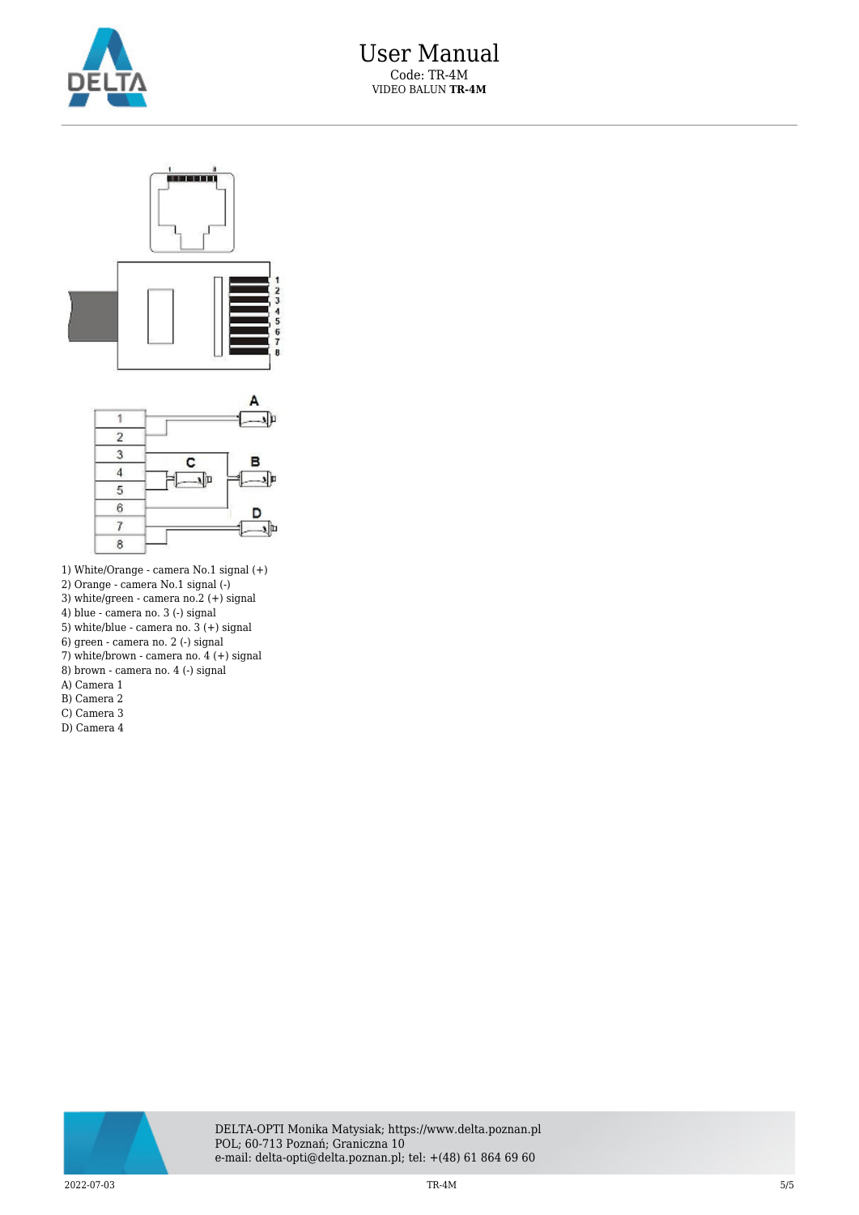1) White/Orange - camera No.1 signal (+)
2) Orange - camera No.1 signal (-)
3) white/green - camera no.2 (+) signal
4) blue - camera no. 3 (-) signal
5) white/blue - camera no. 3 (+) signal
6) green - camera no. 2 (-) signal
7) white/brown - camera no. 4 (+) signal
8) brown - camera no. 4 (-) signal
A) Camera 1
B) Camera 2
C) Camera 3
D) Camera 4